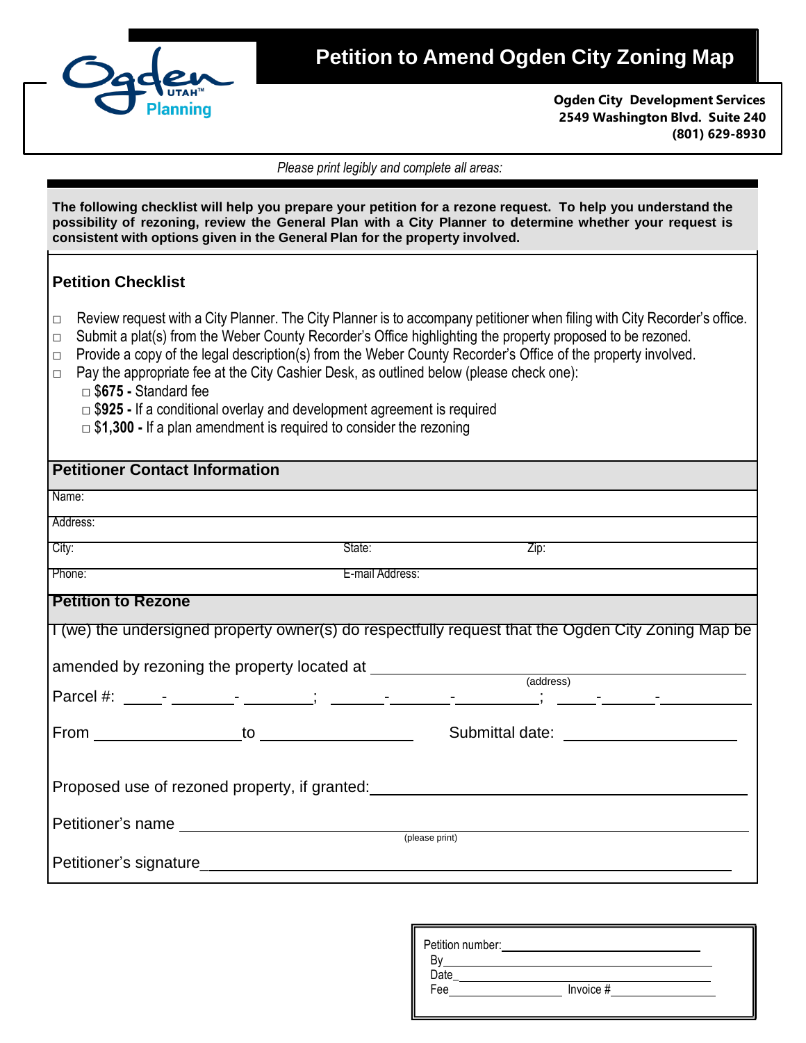Ogden UTAH™ Planning

# Petition to Amend Ogden City Zoning Map

**Ogden City Development Services**
**2549 Washington Blvd. Suite 240**
**(801) 629-8930**

*Please print legibly and complete all areas:*

**The following checklist will help you prepare your petition for a rezone request. To help you understand the possibility of rezoning, review the General Plan with a City Planner to determine whether your request is consistent with options given in the General Plan for the property involved.**

## Petition Checklist

- □ Review request with a City Planner. The City Planner is to accompany petitioner when filing with City Recorder's office.
- □ Submit a plat(s) from the Weber County Recorder's Office highlighting the property proposed to be rezoned.
- □ Provide a copy of the legal description(s) from the Weber County Recorder's Office of the property involved.
- □ Pay the appropriate fee at the City Cashier Desk, as outlined below (please check one):
  - □ $**675 -** Standard fee
  - □ $**925 -** If a conditional overlay and development agreement is required
  - □ $**1,300 -** If a plan amendment is required to consider the rezoning

## Petitioner Contact Information

Name:

Address:

City: State: Zip:

Phone: E-mail Address:

## Petition to Rezone

I (we) the undersigned property owner(s) do respectfully request that the Ogden City Zoning Map be amended by rezoning the property located at ______________________________
(address)

Parcel #: ____-______-______; ______-______-______; ______-______-______

From ______________ to ______________ Submittal date: ______________

Proposed use of rezoned property, if granted: ______________________________

Petitioner's name ______________________________
(please print)

Petitioner's signature ______________________________

Petition number: ______________
By ______________
Date ______________
Fee ______________ Invoice # ______________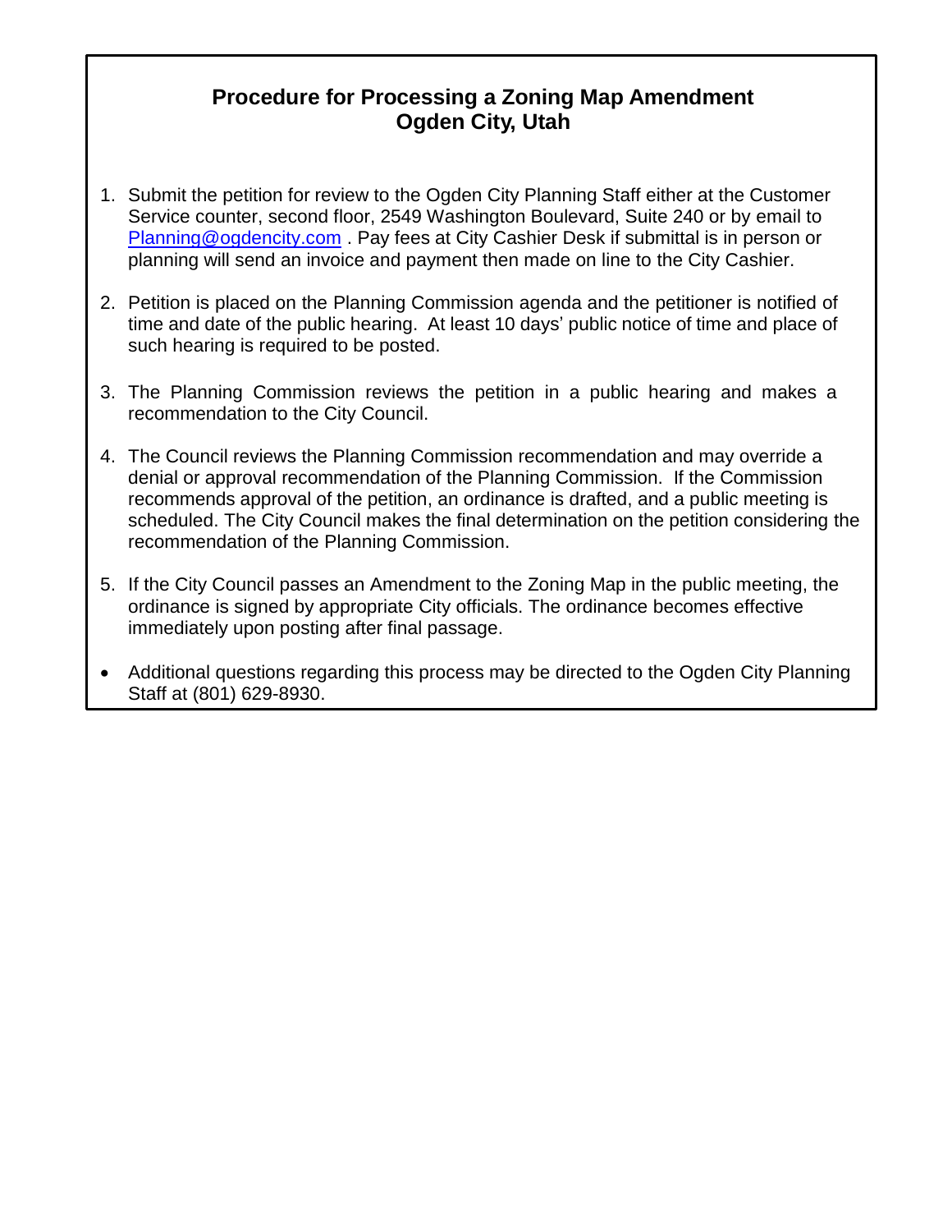## Procedure for Processing a Zoning Map Amendment
## Ogden City, Utah

1. Submit the petition for review to the Ogden City Planning Staff either at the Customer Service counter, second floor, 2549 Washington Boulevard, Suite 240 or by email to Planning@ogdencity.com . Pay fees at City Cashier Desk if submittal is in person or planning will send an invoice and payment then made on line to the City Cashier.

2. Petition is placed on the Planning Commission agenda and the petitioner is notified of time and date of the public hearing. At least 10 days' public notice of time and place of such hearing is required to be posted.

3. The Planning Commission reviews the petition in a public hearing and makes a recommendation to the City Council.

4. The Council reviews the Planning Commission recommendation and may override a denial or approval recommendation of the Planning Commission. If the Commission recommends approval of the petition, an ordinance is drafted, and a public meeting is scheduled. The City Council makes the final determination on the petition considering the recommendation of the Planning Commission.

5. If the City Council passes an Amendment to the Zoning Map in the public meeting, the ordinance is signed by appropriate City officials. The ordinance becomes effective immediately upon posting after final passage.

- Additional questions regarding this process may be directed to the Ogden City Planning Staff at (801) 629-8930.